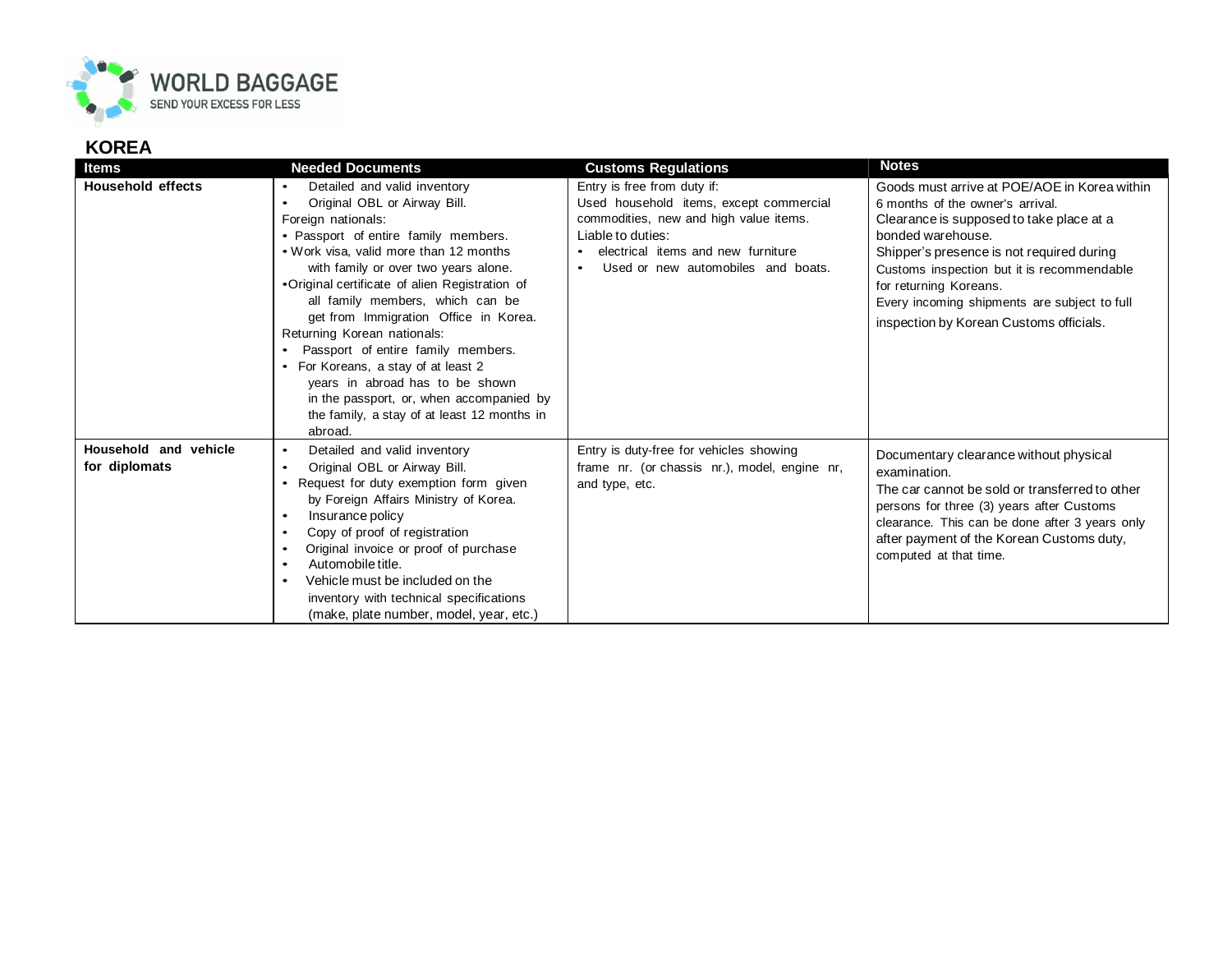# WORLD BAGGAGE

SEND YOUR EXCESS FOR LESS

## KOREA

| Items | Needed Documents | Customs Regulations | Notes |
|---|---|---|---|
| **Household effects** | • Detailed and valid inventory<br>• Original OBL or Airway Bill.<br>Foreign nationals:<br>• Passport of entire family members.<br>• Work visa, valid more than 12 months with family or over two years alone.<br>• Original certificate of alien Registration of all family members, which can be get from Immigration Office in Korea.<br>Returning Korean nationals:<br>• Passport of entire family members.<br>• For Koreans, a stay of at least 2 years in abroad has to be shown in the passport, or, when accompanied by the family, a stay of at least 12 months in abroad. | Entry is free from duty if:<br>Used household items, except commercial commodities, new and high value items.<br>Liable to duties:<br>• electrical items and new furniture<br>• Used or new automobiles and boats. | Goods must arrive at POE/AOE in Korea within 6 months of the owner's arrival.<br>Clearance is supposed to take place at a bonded warehouse.<br>Shipper's presence is not required during Customs inspection but it is recommendable for returning Koreans.<br>Every incoming shipments are subject to full inspection by Korean Customs officials. |
| **Household and vehicle for diplomats** | • Detailed and valid inventory<br>• Original OBL or Airway Bill.<br>• Request for duty exemption form given by Foreign Affairs Ministry of Korea.<br>• Insurance policy<br>• Copy of proof of registration<br>• Original invoice or proof of purchase<br>• Automobile title.<br>• Vehicle must be included on the inventory with technical specifications (make, plate number, model, year, etc.) | Entry is duty-free for vehicles showing frame nr. (or chassis nr.), model, engine nr, and type, etc. | Documentary clearance without physical examination.<br>The car cannot be sold or transferred to other persons for three (3) years after Customs clearance. This can be done after 3 years only after payment of the Korean Customs duty, computed at that time. |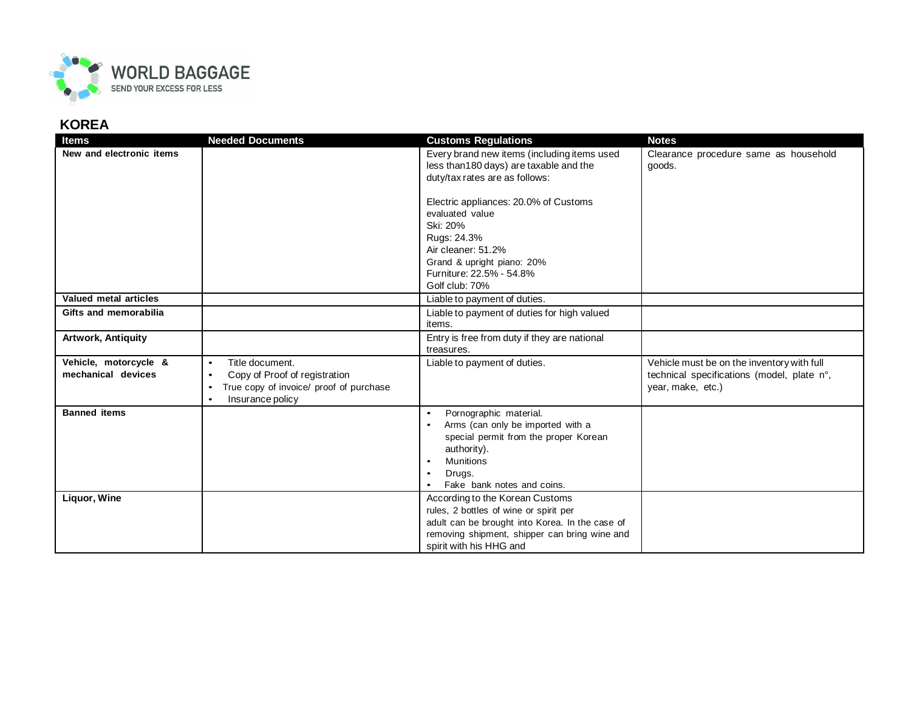## KOREA

| Items | Needed Documents | Customs Regulations | Notes |
|---|---|---|---|
| **New and electronic items** | | Every brand new items (including items used less than180 days) are taxable and the duty/tax rates are as follows:<br><br>Electric appliances: 20.0% of Customs evaluated value<br>Ski: 20%<br>Rugs: 24.3%<br>Air cleaner: 51.2%<br>Grand & upright piano: 20%<br>Furniture: 22.5% - 54.8%<br>Golf club: 70% | Clearance procedure same as household goods. |
| **Valued metal articles** | | Liable to payment of duties. | |
| **Gifts and memorabilia** | | Liable to payment of duties for high valued items. | |
| **Artwork, Antiquity** | | Entry is free from duty if they are national treasures. | |
| **Vehicle, motorcycle & mechanical devices** | • Title document.<br>• Copy of Proof of registration<br>• True copy of invoice/ proof of purchase<br>• Insurance policy | Liable to payment of duties. | Vehicle must be on the inventory with full technical specifications (model, plate n°, year, make, etc.) |
| **Banned items** | | • Pornographic material.<br>• Arms (can only be imported with a special permit from the proper Korean authority).<br>• Munitions<br>• Drugs.<br>• Fake bank notes and coins. | |
| **Liquor, Wine** | | According to the Korean Customs rules, 2 bottles of wine or spirit per adult can be brought into Korea. In the case of removing shipment, shipper can bring wine and spirit with his HHG and | |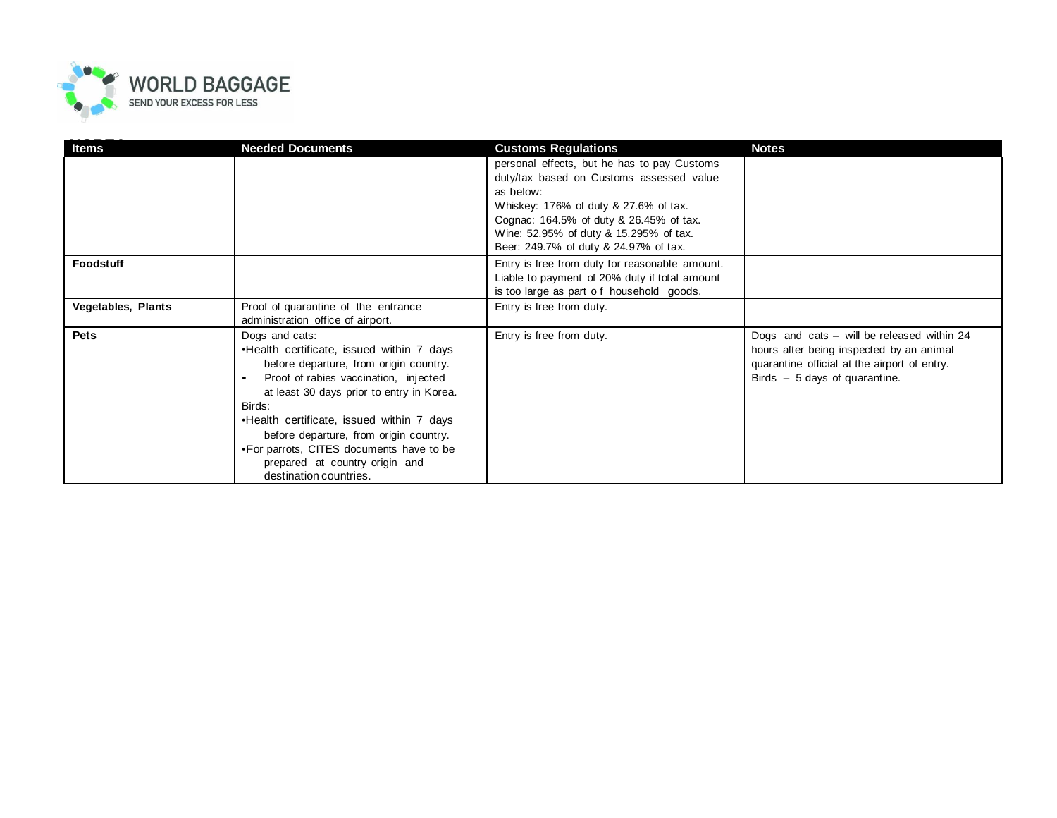| Items | Needed Documents | Customs Regulations | Notes |
|---|---|---|---|
| | | personal effects, but he has to pay Customs duty/tax based on Customs assessed value as below:<br>Whiskey: 176% of duty & 27.6% of tax.<br>Cognac: 164.5% of duty & 26.45% of tax.<br>Wine: 52.95% of duty & 15.295% of tax.<br>Beer: 249.7% of duty & 24.97% of tax. | |
| **Foodstuff** | | Entry is free from duty for reasonable amount. Liable to payment of 20% duty if total amount is too large as part o f household goods. | |
| **Vegetables, Plants** | Proof of quarantine of the entrance administration office of airport. | Entry is free from duty. | |
| **Pets** | Dogs and cats:<br>•Health certificate, issued within 7 days before departure, from origin country.<br>• Proof of rabies vaccination, injected at least 30 days prior to entry in Korea.<br>Birds:<br>•Health certificate, issued within 7 days before departure, from origin country.<br>•For parrots, CITES documents have to be prepared at country origin and destination countries. | Entry is free from duty. | Dogs and cats – will be released within 24 hours after being inspected by an animal quarantine official at the airport of entry.<br>Birds – 5 days of quarantine. |